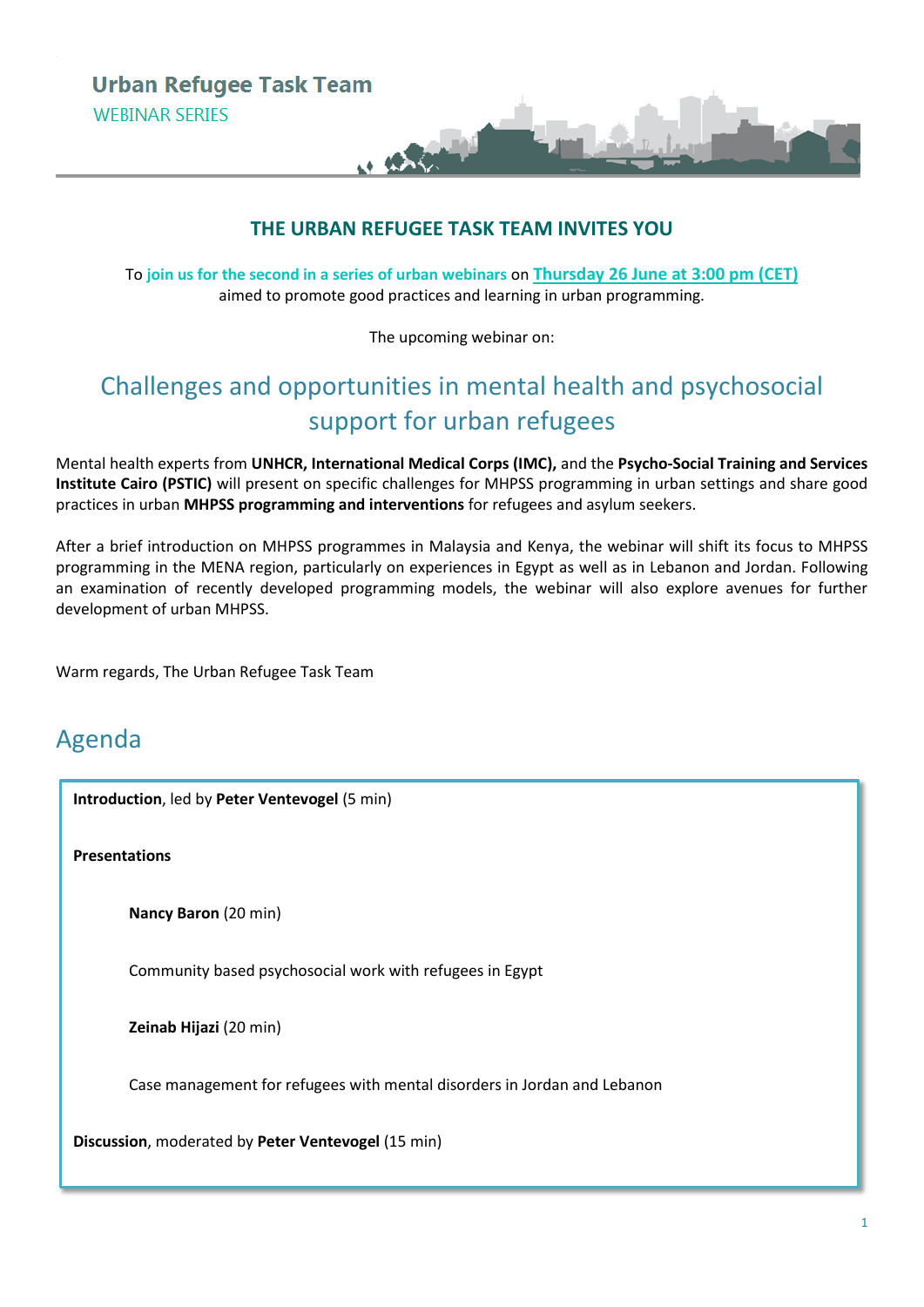**Urban Refugee Task Team**

WEBINAR SERIES

## THE URBAN REFUGEE TASK TEAM INVITES YOU

To **join us for the second in a series of urban webinars** on **Thursday 26 June at 3:00 pm (CET)** aimed to promote good practices and learning in urban programming.

The upcoming webinar on:

# Challenges and opportunities in mental health and psychosocial support for urban refugees

Mental health experts from **UNHCR, International Medical Corps (IMC),** and the **Psycho-Social Training and Services Institute Cairo (PSTIC)** will present on specific challenges for MHPSS programming in urban settings and share good practices in urban **MHPSS programming and interventions** for refugees and asylum seekers.

After a brief introduction on MHPSS programmes in Malaysia and Kenya, the webinar will shift its focus to MHPSS programming in the MENA region, particularly on experiences in Egypt as well as in Lebanon and Jordan. Following an examination of recently developed programming models, the webinar will also explore avenues for further development of urban MHPSS.

Warm regards, The Urban Refugee Task Team

## Agenda

**Introduction**, led by **Peter Ventevogel** (5 min)

**Presentations**

- **Nancy Baron** (20 min)

  Community based psychosocial work with refugees in Egypt

- **Zeinab Hijazi** (20 min)

  Case management for refugees with mental disorders in Jordan and Lebanon

**Discussion**, moderated by **Peter Ventevogel** (15 min)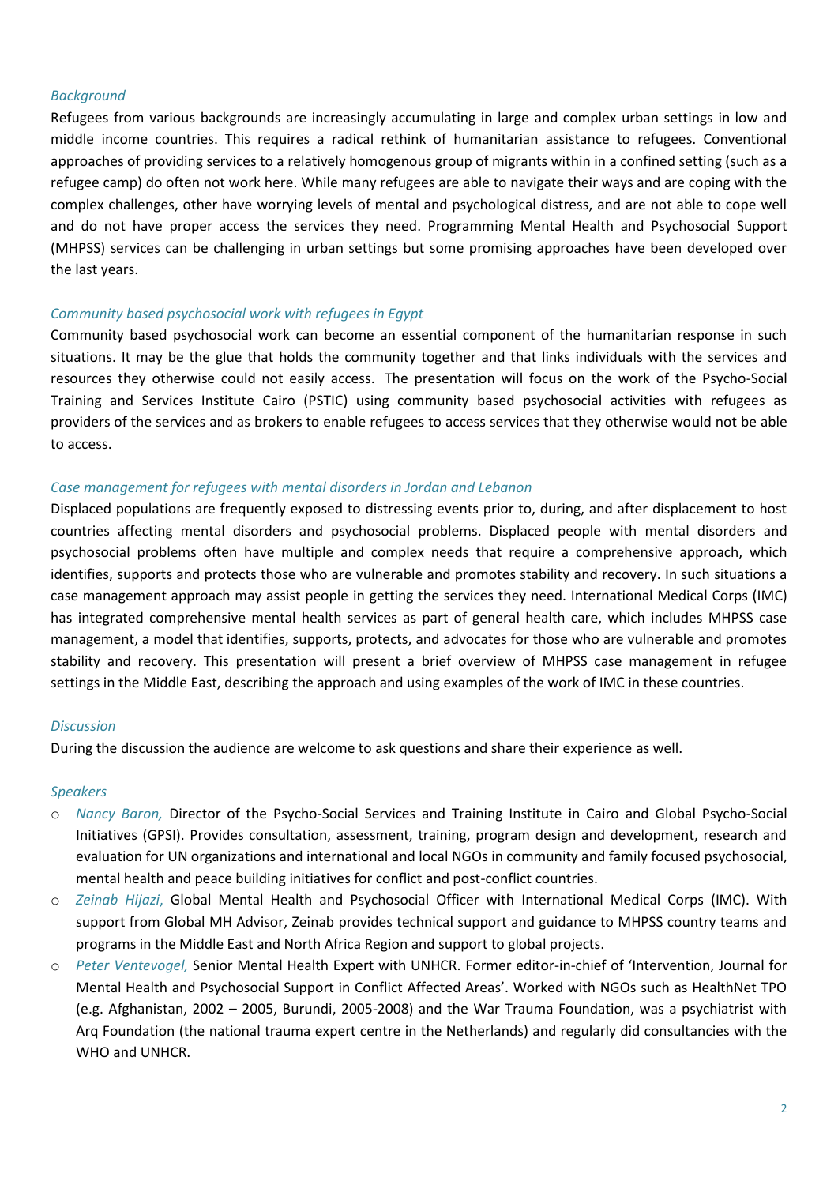*Background*

Refugees from various backgrounds are increasingly accumulating in large and complex urban settings in low and middle income countries. This requires a radical rethink of humanitarian assistance to refugees. Conventional approaches of providing services to a relatively homogenous group of migrants within in a confined setting (such as a refugee camp) do often not work here. While many refugees are able to navigate their ways and are coping with the complex challenges, other have worrying levels of mental and psychological distress, and are not able to cope well and do not have proper access the services they need. Programming Mental Health and Psychosocial Support (MHPSS) services can be challenging in urban settings but some promising approaches have been developed over the last years.

*Community based psychosocial work with refugees in Egypt*

Community based psychosocial work can become an essential component of the humanitarian response in such situations. It may be the glue that holds the community together and that links individuals with the services and resources they otherwise could not easily access. The presentation will focus on the work of the Psycho-Social Training and Services Institute Cairo (PSTIC) using community based psychosocial activities with refugees as providers of the services and as brokers to enable refugees to access services that they otherwise would not be able to access.

*Case management for refugees with mental disorders in Jordan and Lebanon*

Displaced populations are frequently exposed to distressing events prior to, during, and after displacement to host countries affecting mental disorders and psychosocial problems. Displaced people with mental disorders and psychosocial problems often have multiple and complex needs that require a comprehensive approach, which identifies, supports and protects those who are vulnerable and promotes stability and recovery. In such situations a case management approach may assist people in getting the services they need. International Medical Corps (IMC) has integrated comprehensive mental health services as part of general health care, which includes MHPSS case management, a model that identifies, supports, protects, and advocates for those who are vulnerable and promotes stability and recovery. This presentation will present a brief overview of MHPSS case management in refugee settings in the Middle East, describing the approach and using examples of the work of IMC in these countries.

*Discussion*

During the discussion the audience are welcome to ask questions and share their experience as well.

*Speakers*

- *Nancy Baron,* Director of the Psycho-Social Services and Training Institute in Cairo and Global Psycho-Social Initiatives (GPSI). Provides consultation, assessment, training, program design and development, research and evaluation for UN organizations and international and local NGOs in community and family focused psychosocial, mental health and peace building initiatives for conflict and post-conflict countries.
- *Zeinab Hijazi,* Global Mental Health and Psychosocial Officer with International Medical Corps (IMC). With support from Global MH Advisor, Zeinab provides technical support and guidance to MHPSS country teams and programs in the Middle East and North Africa Region and support to global projects.
- *Peter Ventevogel,* Senior Mental Health Expert with UNHCR. Former editor-in-chief of 'Intervention, Journal for Mental Health and Psychosocial Support in Conflict Affected Areas'. Worked with NGOs such as HealthNet TPO (e.g. Afghanistan, 2002 – 2005, Burundi, 2005-2008) and the War Trauma Foundation, was a psychiatrist with Arq Foundation (the national trauma expert centre in the Netherlands) and regularly did consultancies with the WHO and UNHCR.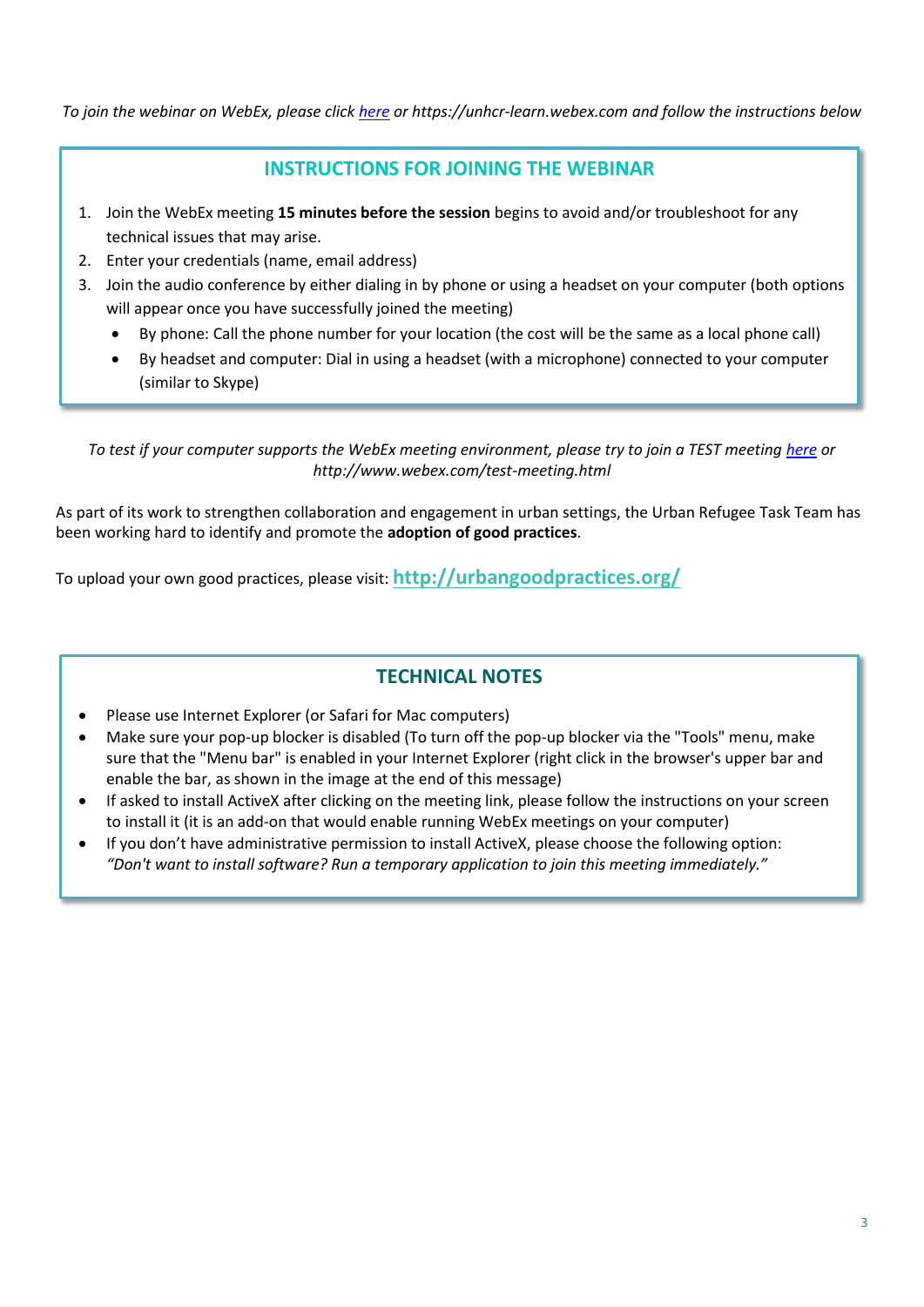*To join the webinar on WebEx, please click here or https://unhcr-learn.webex.com and follow the instructions below*

## INSTRUCTIONS FOR JOINING THE WEBINAR

1. Join the WebEx meeting **15 minutes before the session** begins to avoid and/or troubleshoot for any technical issues that may arise.
2. Enter your credentials (name, email address)
3. Join the audio conference by either dialing in by phone or using a headset on your computer (both options will appear once you have successfully joined the meeting)
   - By phone: Call the phone number for your location (the cost will be the same as a local phone call)
   - By headset and computer: Dial in using a headset (with a microphone) connected to your computer (similar to Skype)

*To test if your computer supports the WebEx meeting environment, please try to join a TEST meeting here or http://www.webex.com/test-meeting.html*

As part of its work to strengthen collaboration and engagement in urban settings, the Urban Refugee Task Team has been working hard to identify and promote the **adoption of good practices**.

To upload your own good practices, please visit: **http://urbangoodpractices.org/**

## TECHNICAL NOTES

- Please use Internet Explorer (or Safari for Mac computers)
- Make sure your pop-up blocker is disabled (To turn off the pop-up blocker via the "Tools" menu, make sure that the "Menu bar" is enabled in your Internet Explorer (right click in the browser's upper bar and enable the bar, as shown in the image at the end of this message)
- If asked to install ActiveX after clicking on the meeting link, please follow the instructions on your screen to install it (it is an add-on that would enable running WebEx meetings on your computer)
- If you don't have administrative permission to install ActiveX, please choose the following option: *"Don't want to install software? Run a temporary application to join this meeting immediately."*